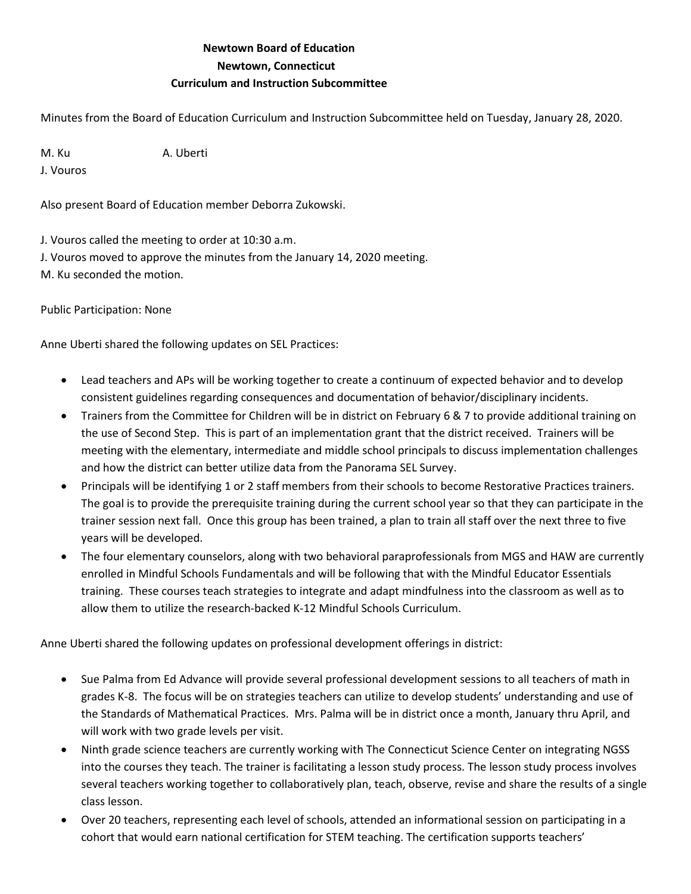**Newtown Board of Education**
**Newtown, Connecticut**
**Curriculum and Instruction Subcommittee**

Minutes from the Board of Education Curriculum and Instruction Subcommittee held on Tuesday, January 28, 2020.

M. Ku A. Uberti
J. Vouros

Also present Board of Education member Deborra Zukowski.

J. Vouros called the meeting to order at 10:30 a.m.
J. Vouros moved to approve the minutes from the January 14, 2020 meeting.
M. Ku seconded the motion.

Public Participation: None

Anne Uberti shared the following updates on SEL Practices:

- Lead teachers and APs will be working together to create a continuum of expected behavior and to develop consistent guidelines regarding consequences and documentation of behavior/disciplinary incidents.
- Trainers from the Committee for Children will be in district on February 6 & 7 to provide additional training on the use of Second Step. This is part of an implementation grant that the district received. Trainers will be meeting with the elementary, intermediate and middle school principals to discuss implementation challenges and how the district can better utilize data from the Panorama SEL Survey.
- Principals will be identifying 1 or 2 staff members from their schools to become Restorative Practices trainers. The goal is to provide the prerequisite training during the current school year so that they can participate in the trainer session next fall. Once this group has been trained, a plan to train all staff over the next three to five years will be developed.
- The four elementary counselors, along with two behavioral paraprofessionals from MGS and HAW are currently enrolled in Mindful Schools Fundamentals and will be following that with the Mindful Educator Essentials training. These courses teach strategies to integrate and adapt mindfulness into the classroom as well as to allow them to utilize the research-backed K-12 Mindful Schools Curriculum.

Anne Uberti shared the following updates on professional development offerings in district:

- Sue Palma from Ed Advance will provide several professional development sessions to all teachers of math in grades K-8. The focus will be on strategies teachers can utilize to develop students' understanding and use of the Standards of Mathematical Practices. Mrs. Palma will be in district once a month, January thru April, and will work with two grade levels per visit.
- Ninth grade science teachers are currently working with The Connecticut Science Center on integrating NGSS into the courses they teach. The trainer is facilitating a lesson study process. The lesson study process involves several teachers working together to collaboratively plan, teach, observe, revise and share the results of a single class lesson.
- Over 20 teachers, representing each level of schools, attended an informational session on participating in a cohort that would earn national certification for STEM teaching. The certification supports teachers'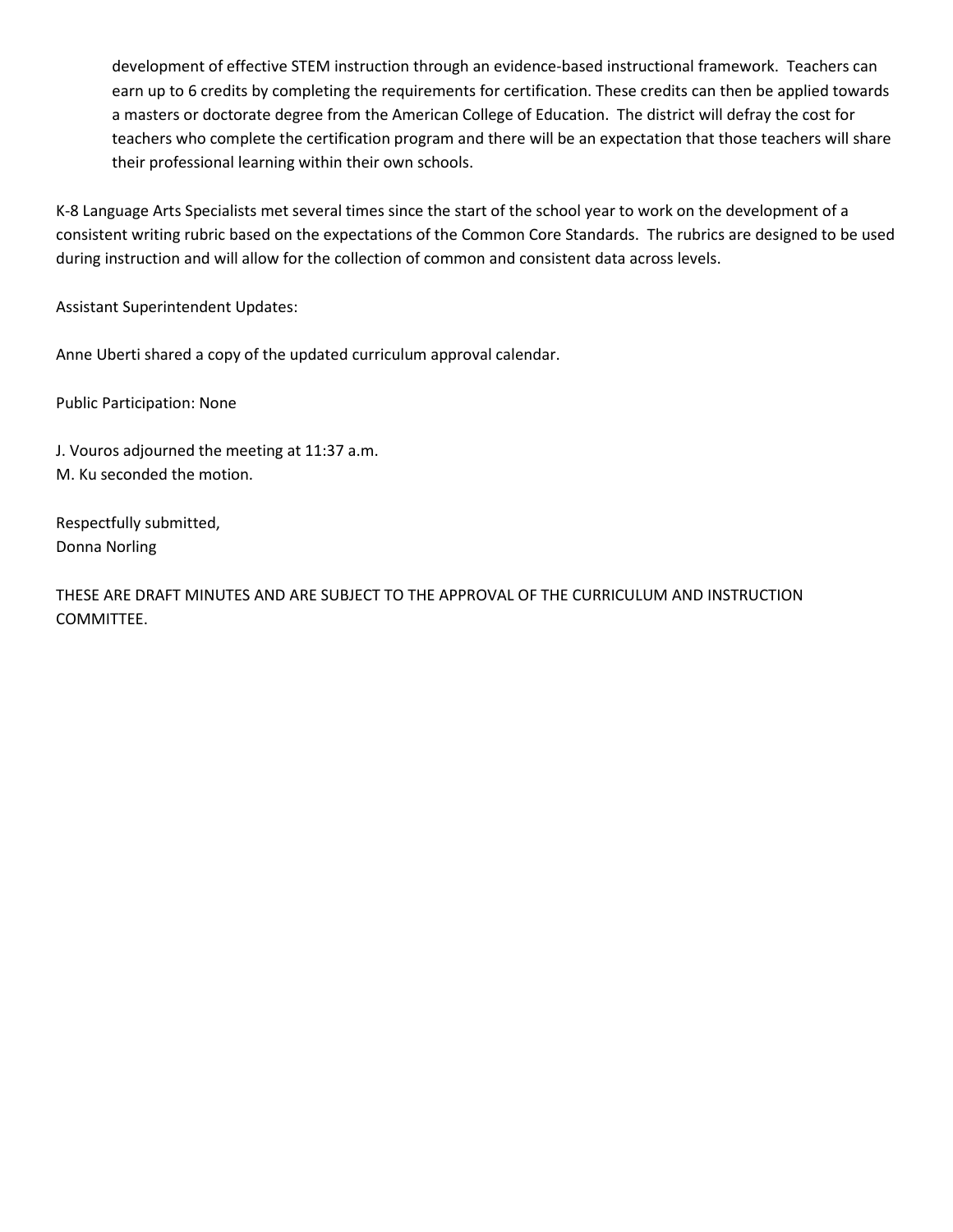development of effective STEM instruction through an evidence-based instructional framework. Teachers can earn up to 6 credits by completing the requirements for certification. These credits can then be applied towards a masters or doctorate degree from the American College of Education. The district will defray the cost for teachers who complete the certification program and there will be an expectation that those teachers will share their professional learning within their own schools.

K-8 Language Arts Specialists met several times since the start of the school year to work on the development of a consistent writing rubric based on the expectations of the Common Core Standards. The rubrics are designed to be used during instruction and will allow for the collection of common and consistent data across levels.

Assistant Superintendent Updates:

Anne Uberti shared a copy of the updated curriculum approval calendar.

Public Participation: None

J. Vouros adjourned the meeting at 11:37 a.m.
M. Ku seconded the motion.

Respectfully submitted,
Donna Norling

THESE ARE DRAFT MINUTES AND ARE SUBJECT TO THE APPROVAL OF THE CURRICULUM AND INSTRUCTION COMMITTEE.